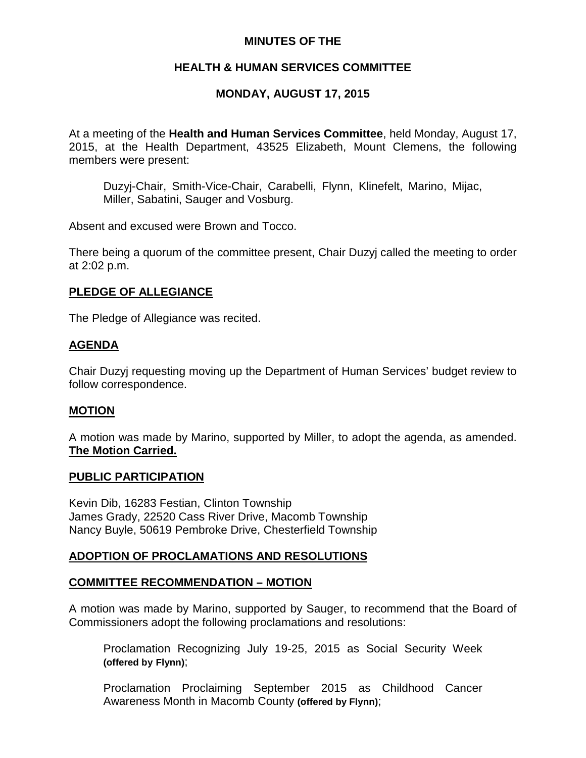**MINUTES OF THE**

**HEALTH & HUMAN SERVICES COMMITTEE**

**MONDAY, AUGUST 17, 2015**

At a meeting of the **Health and Human Services Committee**, held Monday, August 17, 2015, at the Health Department, 43525 Elizabeth, Mount Clemens, the following members were present:

> Duzyj-Chair, Smith-Vice-Chair, Carabelli, Flynn, Klinefelt, Marino, Mijac, Miller, Sabatini, Sauger and Vosburg.

Absent and excused were Brown and Tocco.

There being a quorum of the committee present, Chair Duzyj called the meeting to order at 2:02 p.m.

**PLEDGE OF ALLEGIANCE**

The Pledge of Allegiance was recited.

**AGENDA**

Chair Duzyj requesting moving up the Department of Human Services' budget review to follow correspondence.

**MOTION**

A motion was made by Marino, supported by Miller, to adopt the agenda, as amended. **The Motion Carried.**

**PUBLIC PARTICIPATION**

Kevin Dib, 16283 Festian, Clinton Township
James Grady, 22520 Cass River Drive, Macomb Township
Nancy Buyle, 50619 Pembroke Drive, Chesterfield Township

**ADOPTION OF PROCLAMATIONS AND RESOLUTIONS**

**COMMITTEE RECOMMENDATION – MOTION**

A motion was made by Marino, supported by Sauger, to recommend that the Board of Commissioners adopt the following proclamations and resolutions:

> Proclamation Recognizing July 19-25, 2015 as Social Security Week **(offered by Flynn)**;
>
> Proclamation Proclaiming September 2015 as Childhood Cancer Awareness Month in Macomb County **(offered by Flynn)**;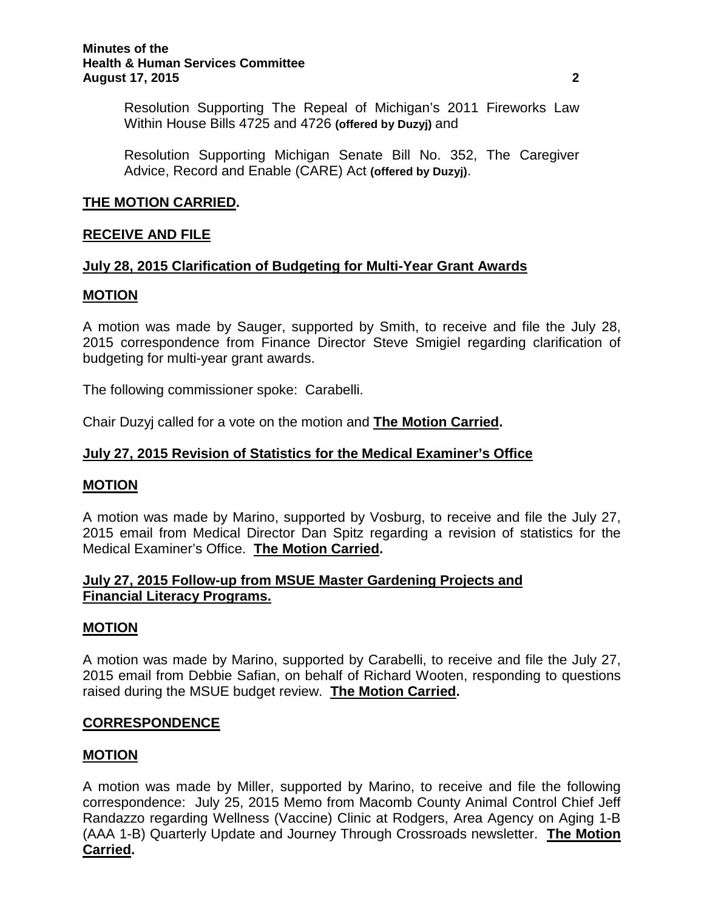Resolution Supporting The Repeal of Michigan's 2011 Fireworks Law Within House Bills 4725 and 4726 **(offered by Duzyj)** and

Resolution Supporting Michigan Senate Bill No. 352, The Caregiver Advice, Record and Enable (CARE) Act **(offered by Duzyj)**.

**THE MOTION CARRIED.**

**RECEIVE AND FILE**

**July 28, 2015 Clarification of Budgeting for Multi-Year Grant Awards**

**MOTION**

A motion was made by Sauger, supported by Smith, to receive and file the July 28, 2015 correspondence from Finance Director Steve Smigiel regarding clarification of budgeting for multi-year grant awards.

The following commissioner spoke: Carabelli.

Chair Duzyj called for a vote on the motion and **The Motion Carried.**

**July 27, 2015 Revision of Statistics for the Medical Examiner's Office**

**MOTION**

A motion was made by Marino, supported by Vosburg, to receive and file the July 27, 2015 email from Medical Director Dan Spitz regarding a revision of statistics for the Medical Examiner's Office. **The Motion Carried.**

**July 27, 2015 Follow-up from MSUE Master Gardening Projects and Financial Literacy Programs.**

**MOTION**

A motion was made by Marino, supported by Carabelli, to receive and file the July 27, 2015 email from Debbie Safian, on behalf of Richard Wooten, responding to questions raised during the MSUE budget review. **The Motion Carried.**

**CORRESPONDENCE**

**MOTION**

A motion was made by Miller, supported by Marino, to receive and file the following correspondence: July 25, 2015 Memo from Macomb County Animal Control Chief Jeff Randazzo regarding Wellness (Vaccine) Clinic at Rodgers, Area Agency on Aging 1-B (AAA 1-B) Quarterly Update and Journey Through Crossroads newsletter. **The Motion Carried.**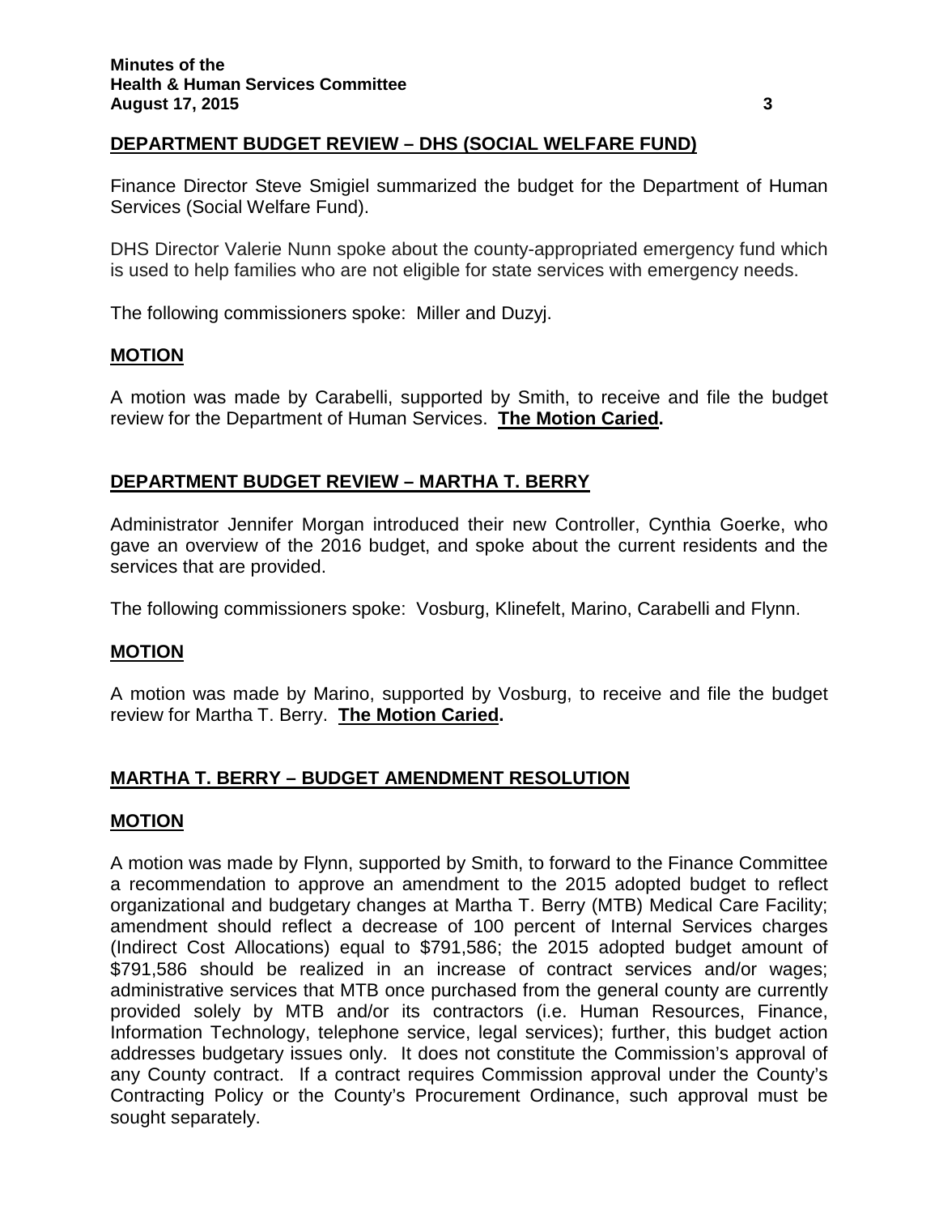## DEPARTMENT BUDGET REVIEW – DHS (SOCIAL WELFARE FUND)

Finance Director Steve Smigiel summarized the budget for the Department of Human Services (Social Welfare Fund).

DHS Director Valerie Nunn spoke about the county-appropriated emergency fund which is used to help families who are not eligible for state services with emergency needs.

The following commissioners spoke: Miller and Duzyj.

### MOTION

A motion was made by Carabelli, supported by Smith, to receive and file the budget review for the Department of Human Services. **The Motion Caried.**

## DEPARTMENT BUDGET REVIEW – MARTHA T. BERRY

Administrator Jennifer Morgan introduced their new Controller, Cynthia Goerke, who gave an overview of the 2016 budget, and spoke about the current residents and the services that are provided.

The following commissioners spoke: Vosburg, Klinefelt, Marino, Carabelli and Flynn.

### MOTION

A motion was made by Marino, supported by Vosburg, to receive and file the budget review for Martha T. Berry. **The Motion Caried.**

## MARTHA T. BERRY – BUDGET AMENDMENT RESOLUTION

### MOTION

A motion was made by Flynn, supported by Smith, to forward to the Finance Committee a recommendation to approve an amendment to the 2015 adopted budget to reflect organizational and budgetary changes at Martha T. Berry (MTB) Medical Care Facility; amendment should reflect a decrease of 100 percent of Internal Services charges (Indirect Cost Allocations) equal to $791,586; the 2015 adopted budget amount of $791,586 should be realized in an increase of contract services and/or wages; administrative services that MTB once purchased from the general county are currently provided solely by MTB and/or its contractors (i.e. Human Resources, Finance, Information Technology, telephone service, legal services); further, this budget action addresses budgetary issues only. It does not constitute the Commission's approval of any County contract. If a contract requires Commission approval under the County's Contracting Policy or the County's Procurement Ordinance, such approval must be sought separately.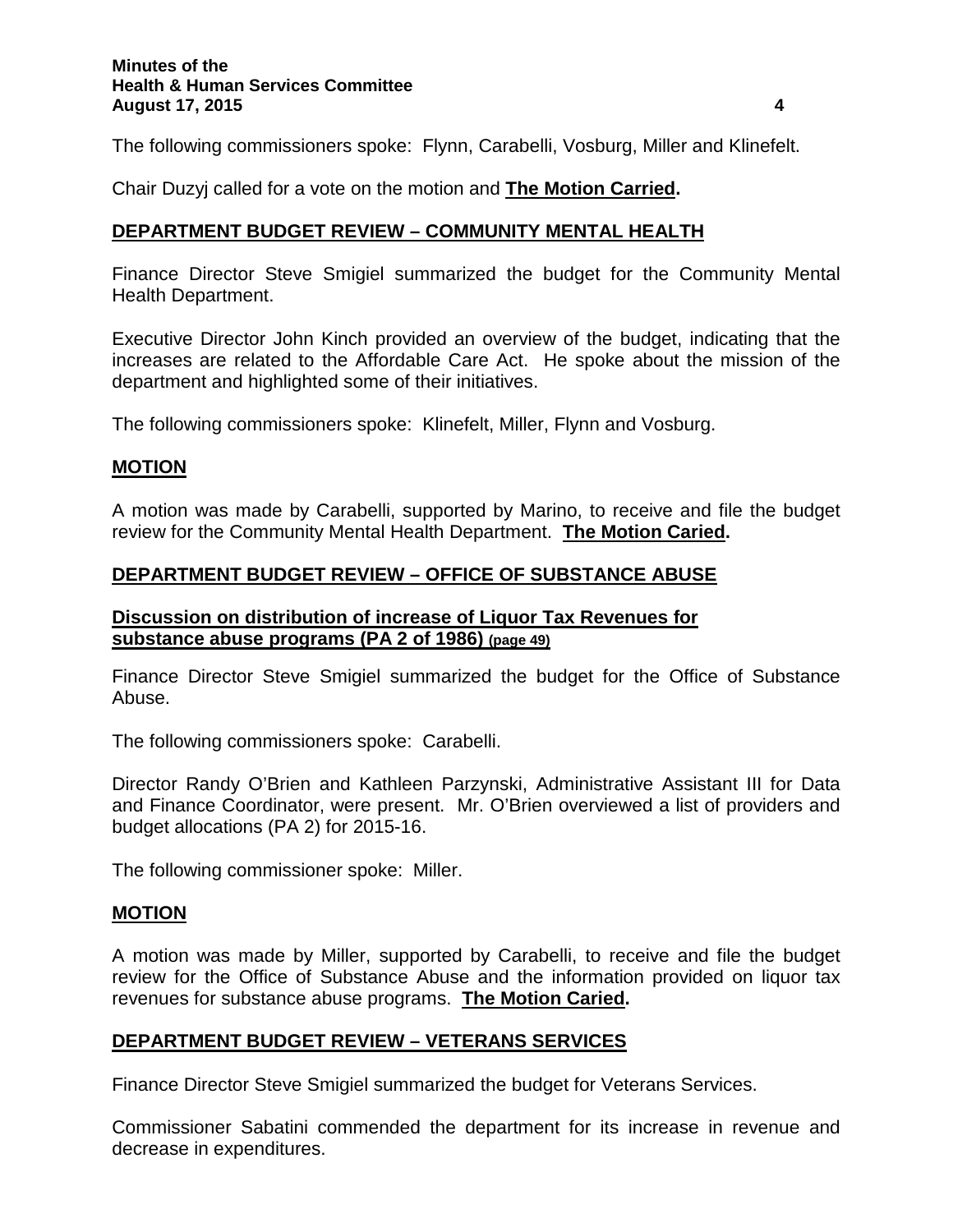The following commissioners spoke: Flynn, Carabelli, Vosburg, Miller and Klinefelt.

Chair Duzyj called for a vote on the motion and **The Motion Carried.**

## DEPARTMENT BUDGET REVIEW – COMMUNITY MENTAL HEALTH

Finance Director Steve Smigiel summarized the budget for the Community Mental Health Department.

Executive Director John Kinch provided an overview of the budget, indicating that the increases are related to the Affordable Care Act. He spoke about the mission of the department and highlighted some of their initiatives.

The following commissioners spoke: Klinefelt, Miller, Flynn and Vosburg.

## MOTION

A motion was made by Carabelli, supported by Marino, to receive and file the budget review for the Community Mental Health Department. **The Motion Caried.**

## DEPARTMENT BUDGET REVIEW – OFFICE OF SUBSTANCE ABUSE

### Discussion on distribution of increase of Liquor Tax Revenues for substance abuse programs (PA 2 of 1986) (page 49)

Finance Director Steve Smigiel summarized the budget for the Office of Substance Abuse.

The following commissioners spoke: Carabelli.

Director Randy O'Brien and Kathleen Parzynski, Administrative Assistant III for Data and Finance Coordinator, were present. Mr. O'Brien overviewed a list of providers and budget allocations (PA 2) for 2015-16.

The following commissioner spoke: Miller.

## MOTION

A motion was made by Miller, supported by Carabelli, to receive and file the budget review for the Office of Substance Abuse and the information provided on liquor tax revenues for substance abuse programs. **The Motion Caried.**

## DEPARTMENT BUDGET REVIEW – VETERANS SERVICES

Finance Director Steve Smigiel summarized the budget for Veterans Services.

Commissioner Sabatini commended the department for its increase in revenue and decrease in expenditures.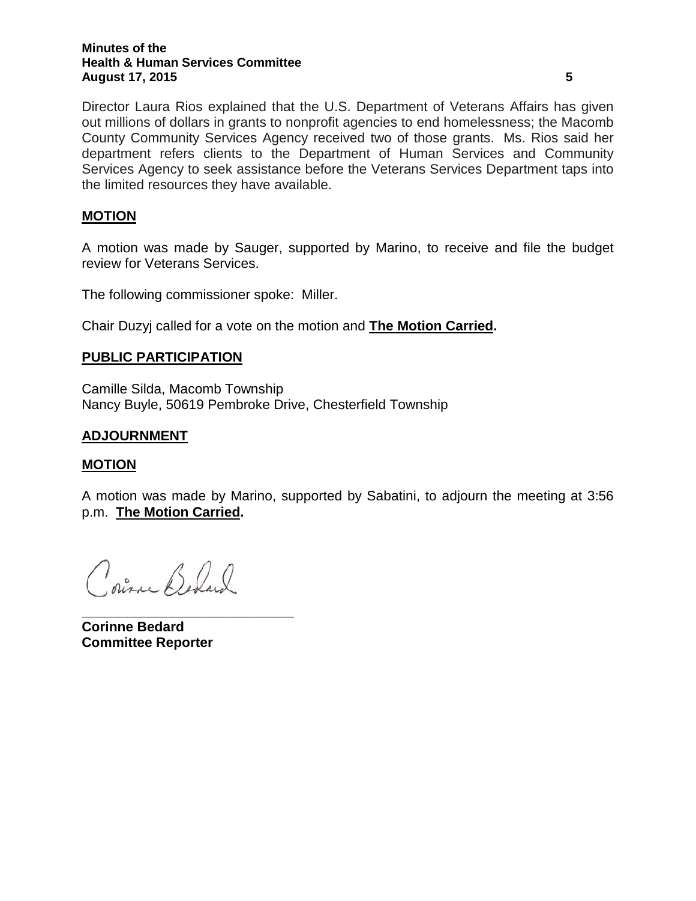Director Laura Rios explained that the U.S. Department of Veterans Affairs has given out millions of dollars in grants to nonprofit agencies to end homelessness; the Macomb County Community Services Agency received two of those grants. Ms. Rios said her department refers clients to the Department of Human Services and Community Services Agency to seek assistance before the Veterans Services Department taps into the limited resources they have available.

## MOTION

A motion was made by Sauger, supported by Marino, to receive and file the budget review for Veterans Services.

The following commissioner spoke: Miller.

Chair Duzyj called for a vote on the motion and **The Motion Carried.**

## PUBLIC PARTICIPATION

Camille Silda, Macomb Township
Nancy Buyle, 50619 Pembroke Drive, Chesterfield Township

## ADJOURNMENT

## MOTION

A motion was made by Marino, supported by Sabatini, to adjourn the meeting at 3:56 p.m. **The Motion Carried.**

Corinne Bedard

\_\_\_\_\_\_\_\_\_\_\_\_\_\_\_\_\_\_\_\_\_\_\_\_\_\_\_\_\_\_

**Corinne Bedard**
**Committee Reporter**